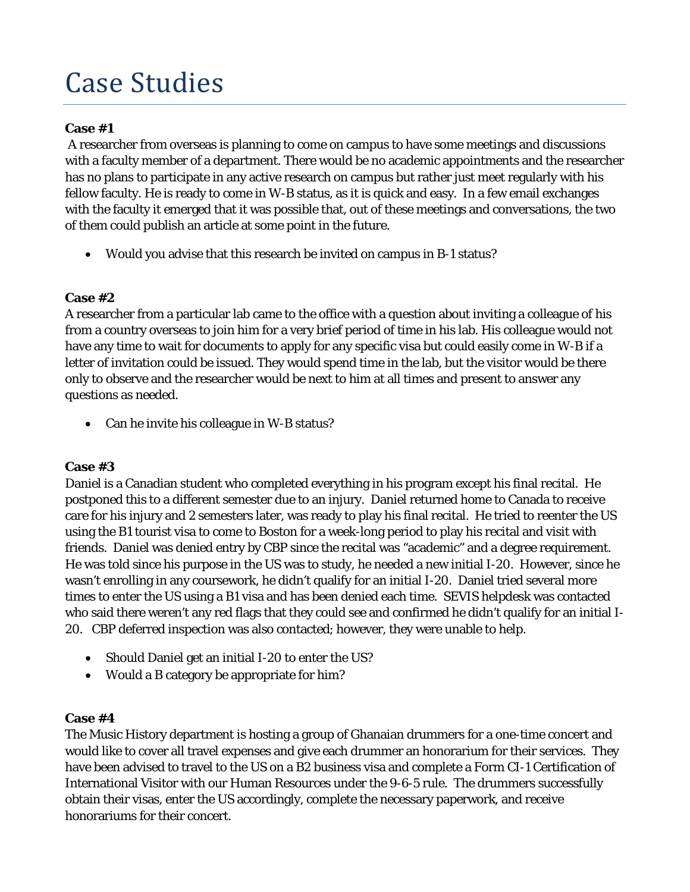# Case Studies

**Case #1**

A researcher from overseas is planning to come on campus to have some meetings and discussions with a faculty member of a department. There would be no academic appointments and the researcher has no plans to participate in any active research on campus but rather just meet regularly with his fellow faculty. He is ready to come in W-B status, as it is quick and easy. In a few email exchanges with the faculty it emerged that it was possible that, out of these meetings and conversations, the two of them could publish an article at some point in the future.

- Would you advise that this research be invited on campus in B-1 status?

**Case #2**

A researcher from a particular lab came to the office with a question about inviting a colleague of his from a country overseas to join him for a very brief period of time in his lab. His colleague would not have any time to wait for documents to apply for any specific visa but could easily come in W-B if a letter of invitation could be issued. They would spend time in the lab, but the visitor would be there only to observe and the researcher would be next to him at all times and present to answer any questions as needed.

- Can he invite his colleague in W-B status?

**Case #3**

Daniel is a Canadian student who completed everything in his program except his final recital. He postponed this to a different semester due to an injury. Daniel returned home to Canada to receive care for his injury and 2 semesters later, was ready to play his final recital. He tried to reenter the US using the B1 tourist visa to come to Boston for a week-long period to play his recital and visit with friends. Daniel was denied entry by CBP since the recital was "academic" and a degree requirement. He was told since his purpose in the US was to study, he needed a new initial I-20. However, since he wasn't enrolling in any coursework, he didn't qualify for an initial I-20. Daniel tried several more times to enter the US using a B1 visa and has been denied each time. SEVIS helpdesk was contacted who said there weren't any red flags that they could see and confirmed he didn't qualify for an initial I-20. CBP deferred inspection was also contacted; however, they were unable to help.

- Should Daniel get an initial I-20 to enter the US?
- Would a B category be appropriate for him?

**Case #4**

The Music History department is hosting a group of Ghanaian drummers for a one-time concert and would like to cover all travel expenses and give each drummer an honorarium for their services. They have been advised to travel to the US on a B2 business visa and complete a Form CI-1 Certification of International Visitor with our Human Resources under the 9-6-5 rule. The drummers successfully obtain their visas, enter the US accordingly, complete the necessary paperwork, and receive honorariums for their concert.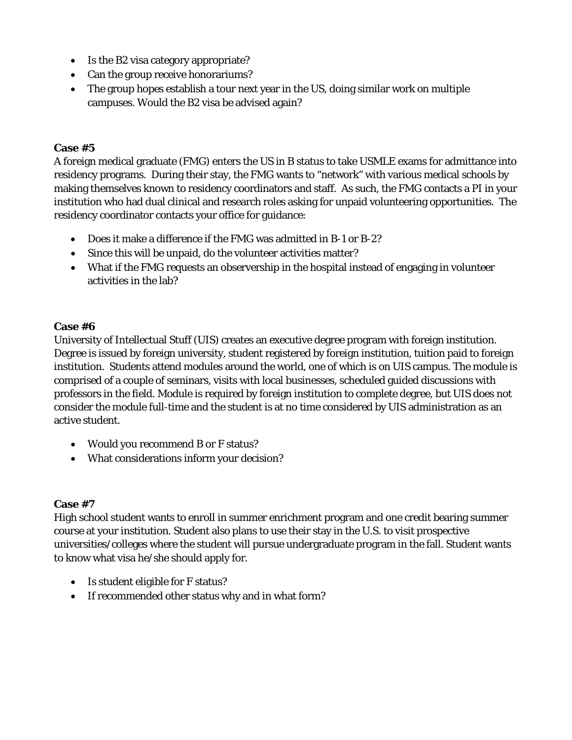- Is the B2 visa category appropriate?
- Can the group receive honorariums?
- The group hopes establish a tour next year in the US, doing similar work on multiple campuses. Would the B2 visa be advised again?

**Case #5**
A foreign medical graduate (FMG) enters the US in B status to take USMLE exams for admittance into residency programs. During their stay, the FMG wants to "network" with various medical schools by making themselves known to residency coordinators and staff. As such, the FMG contacts a PI in your institution who had dual clinical and research roles asking for unpaid volunteering opportunities. The residency coordinator contacts your office for guidance:

- Does it make a difference if the FMG was admitted in B-1 or B-2?
- Since this will be unpaid, do the volunteer activities matter?
- What if the FMG requests an observership in the hospital instead of engaging in volunteer activities in the lab?

**Case #6**
University of Intellectual Stuff (UIS) creates an executive degree program with foreign institution. Degree is issued by foreign university, student registered by foreign institution, tuition paid to foreign institution. Students attend modules around the world, one of which is on UIS campus. The module is comprised of a couple of seminars, visits with local businesses, scheduled guided discussions with professors in the field. Module is required by foreign institution to complete degree, but UIS does not consider the module full-time and the student is at no time considered by UIS administration as an active student.

- Would you recommend B or F status?
- What considerations inform your decision?

**Case #7**
High school student wants to enroll in summer enrichment program and one credit bearing summer course at your institution. Student also plans to use their stay in the U.S. to visit prospective universities/colleges where the student will pursue undergraduate program in the fall. Student wants to know what visa he/she should apply for.

- Is student eligible for F status?
- If recommended other status why and in what form?